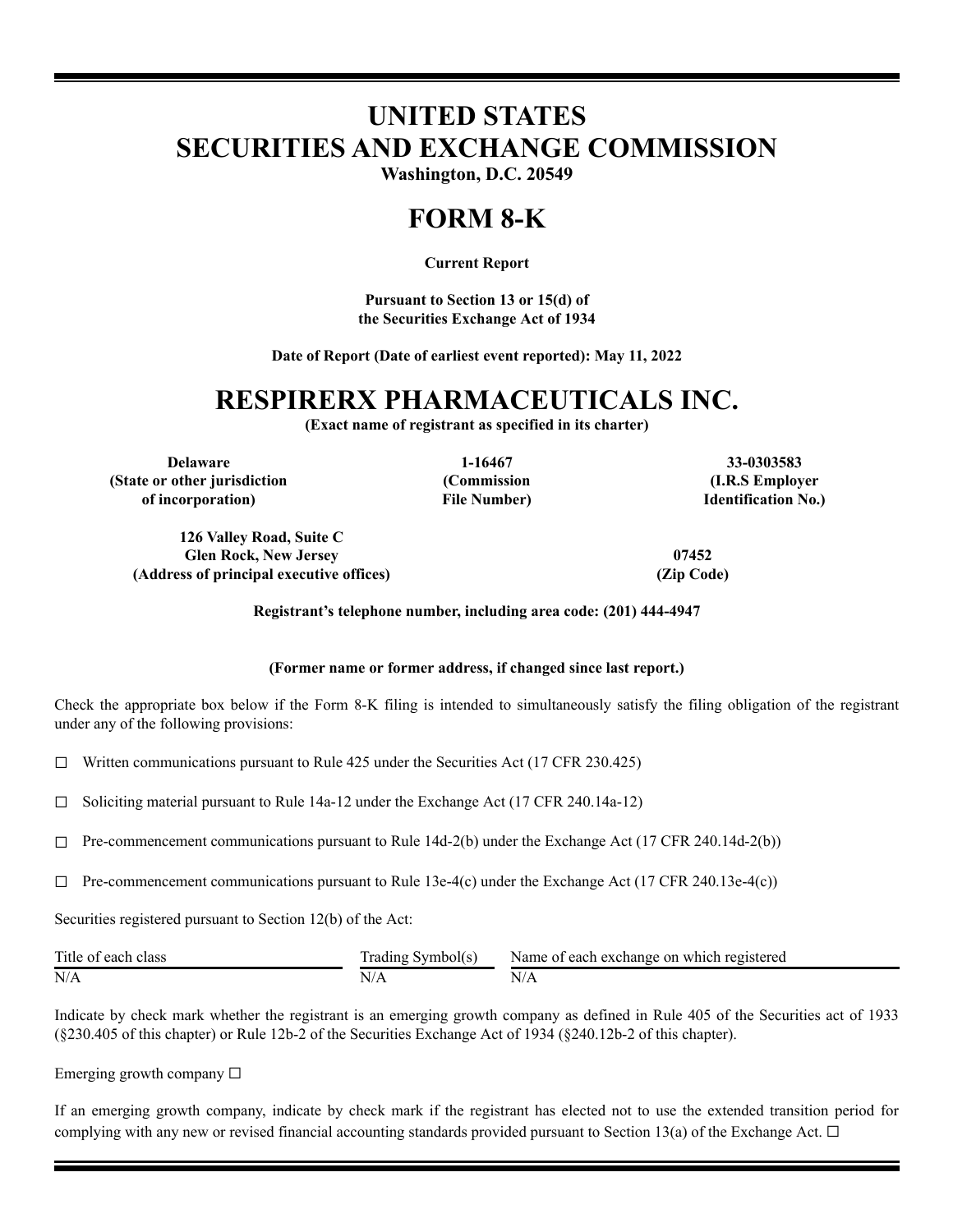# UNITED STATES
# SECURITIES AND EXCHANGE COMMISSION

**Washington, D.C. 20549**

# FORM 8-K

**Current Report**

**Pursuant to Section 13 or 15(d) of the Securities Exchange Act of 1934**

**Date of Report (Date of earliest event reported): May 11, 2022**

# RESPIRERX PHARMACEUTICALS INC.

**(Exact name of registrant as specified in its charter)**

| Delaware | 1-16467 | 33-0303583 |
|---|---|---|
| (State or other jurisdiction of incorporation) | (Commission File Number) | (I.R.S Employer Identification No.) |

| 126 Valley Road, Suite C Glen Rock, New Jersey | 07452 |
|---|---|
| (Address of principal executive offices) | (Zip Code) |

**Registrant's telephone number, including area code: (201) 444-4947**

**(Former name or former address, if changed since last report.)**

Check the appropriate box below if the Form 8-K filing is intended to simultaneously satisfy the filing obligation of the registrant under any of the following provisions:

☐ Written communications pursuant to Rule 425 under the Securities Act (17 CFR 230.425)

☐ Soliciting material pursuant to Rule 14a-12 under the Exchange Act (17 CFR 240.14a-12)

☐ Pre-commencement communications pursuant to Rule 14d-2(b) under the Exchange Act (17 CFR 240.14d-2(b))

☐ Pre-commencement communications pursuant to Rule 13e-4(c) under the Exchange Act (17 CFR 240.13e-4(c))

Securities registered pursuant to Section 12(b) of the Act:

| Title of each class | Trading Symbol(s) | Name of each exchange on which registered |
|---|---|---|
| N/A | N/A | N/A |

Indicate by check mark whether the registrant is an emerging growth company as defined in Rule 405 of the Securities act of 1933 (§230.405 of this chapter) or Rule 12b-2 of the Securities Exchange Act of 1934 (§240.12b-2 of this chapter).

Emerging growth company ☐

If an emerging growth company, indicate by check mark if the registrant has elected not to use the extended transition period for complying with any new or revised financial accounting standards provided pursuant to Section 13(a) of the Exchange Act. ☐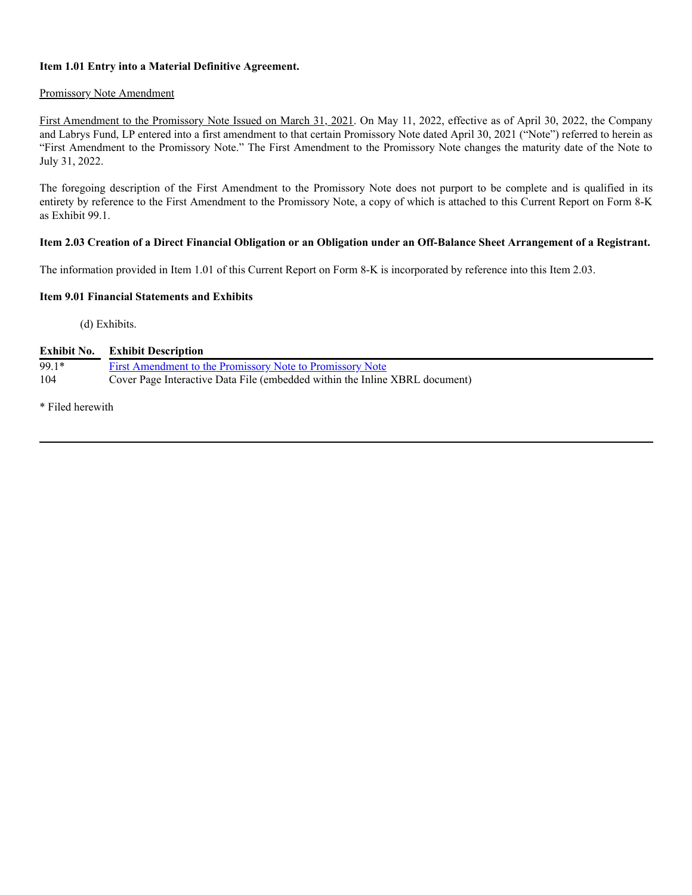**Item 1.01 Entry into a Material Definitive Agreement.**

Promissory Note Amendment

First Amendment to the Promissory Note Issued on March 31, 2021. On May 11, 2022, effective as of April 30, 2022, the Company and Labrys Fund, LP entered into a first amendment to that certain Promissory Note dated April 30, 2021 ("Note") referred to herein as "First Amendment to the Promissory Note." The First Amendment to the Promissory Note changes the maturity date of the Note to July 31, 2022.

The foregoing description of the First Amendment to the Promissory Note does not purport to be complete and is qualified in its entirety by reference to the First Amendment to the Promissory Note, a copy of which is attached to this Current Report on Form 8-K as Exhibit 99.1.

**Item 2.03 Creation of a Direct Financial Obligation or an Obligation under an Off-Balance Sheet Arrangement of a Registrant.**

The information provided in Item 1.01 of this Current Report on Form 8-K is incorporated by reference into this Item 2.03.

**Item 9.01 Financial Statements and Exhibits**

(d) Exhibits.

| Exhibit No. | Exhibit Description |
|---|---|
| 99.1* | First Amendment to the Promissory Note to Promissory Note |
| 104 | Cover Page Interactive Data File (embedded within the Inline XBRL document) |

* Filed herewith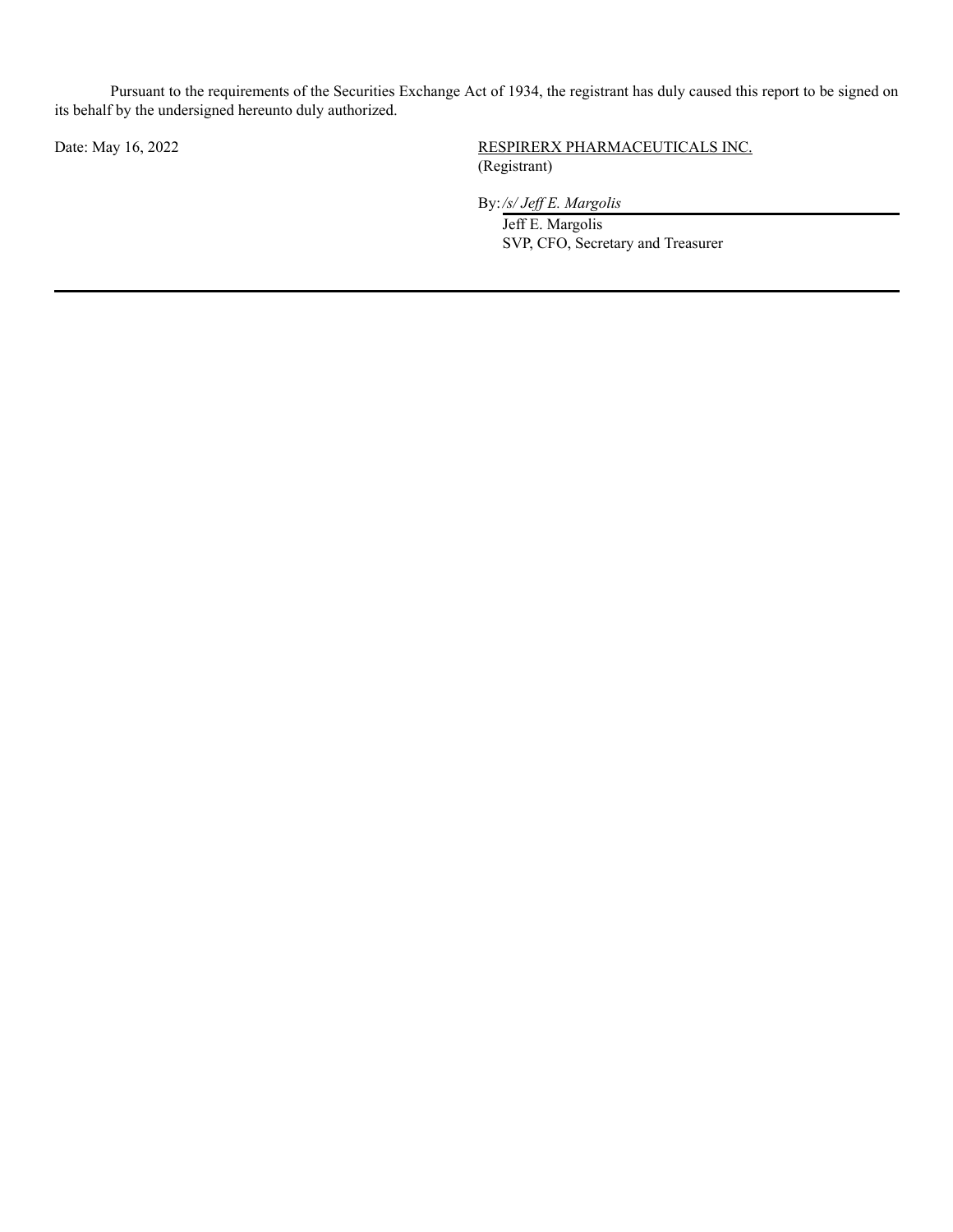Pursuant to the requirements of the Securities Exchange Act of 1934, the registrant has duly caused this report to be signed on its behalf by the undersigned hereunto duly authorized.

Date: May 16, 2022

RESPIRERX PHARMACEUTICALS INC.
(Registrant)

By: */s/ Jeff E. Margolis*
Jeff E. Margolis
SVP, CFO, Secretary and Treasurer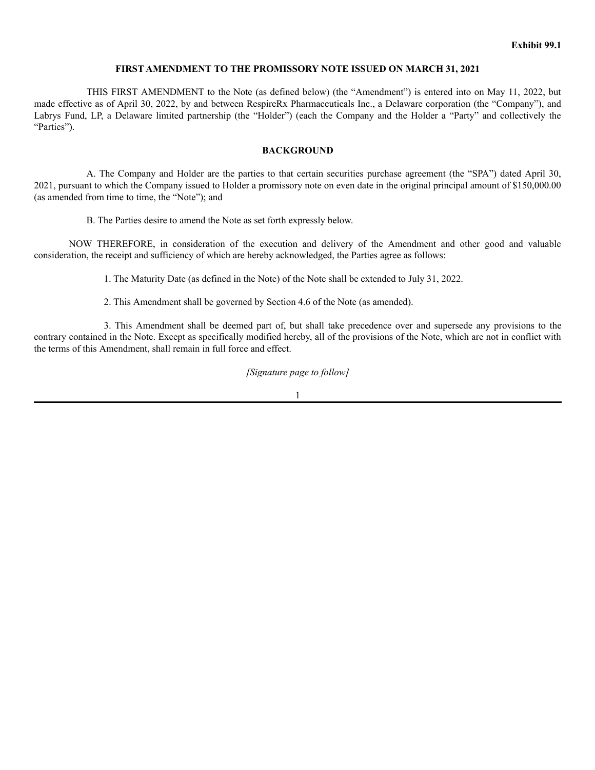Exhibit 99.1

**FIRST AMENDMENT TO THE PROMISSORY NOTE ISSUED ON MARCH 31, 2021**

THIS FIRST AMENDMENT to the Note (as defined below) (the "Amendment") is entered into on May 11, 2022, but made effective as of April 30, 2022, by and between RespireRx Pharmaceuticals Inc., a Delaware corporation (the "Company"), and Labrys Fund, LP, a Delaware limited partnership (the "Holder") (each the Company and the Holder a "Party" and collectively the "Parties").

**BACKGROUND**

A. The Company and Holder are the parties to that certain securities purchase agreement (the "SPA") dated April 30, 2021, pursuant to which the Company issued to Holder a promissory note on even date in the original principal amount of $150,000.00 (as amended from time to time, the "Note"); and

B. The Parties desire to amend the Note as set forth expressly below.

NOW THEREFORE, in consideration of the execution and delivery of the Amendment and other good and valuable consideration, the receipt and sufficiency of which are hereby acknowledged, the Parties agree as follows:

1. The Maturity Date (as defined in the Note) of the Note shall be extended to July 31, 2022.

2. This Amendment shall be governed by Section 4.6 of the Note (as amended).

3. This Amendment shall be deemed part of, but shall take precedence over and supersede any provisions to the contrary contained in the Note. Except as specifically modified hereby, all of the provisions of the Note, which are not in conflict with the terms of this Amendment, shall remain in full force and effect.

*[Signature page to follow]*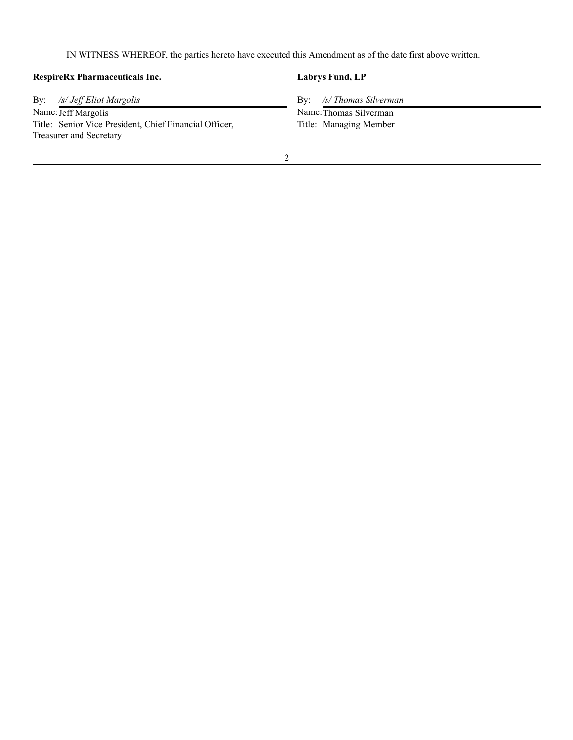IN WITNESS WHEREOF, the parties hereto have executed this Amendment as of the date first above written.

**RespireRx Pharmaceuticals Inc.**

By: */s/ Jeff Eliot Margolis*

Name: Jeff Margolis

Title: Senior Vice President, Chief Financial Officer, Treasurer and Secretary

**Labrys Fund, LP**

By: */s/ Thomas Silverman*

Name: Thomas Silverman

Title: Managing Member